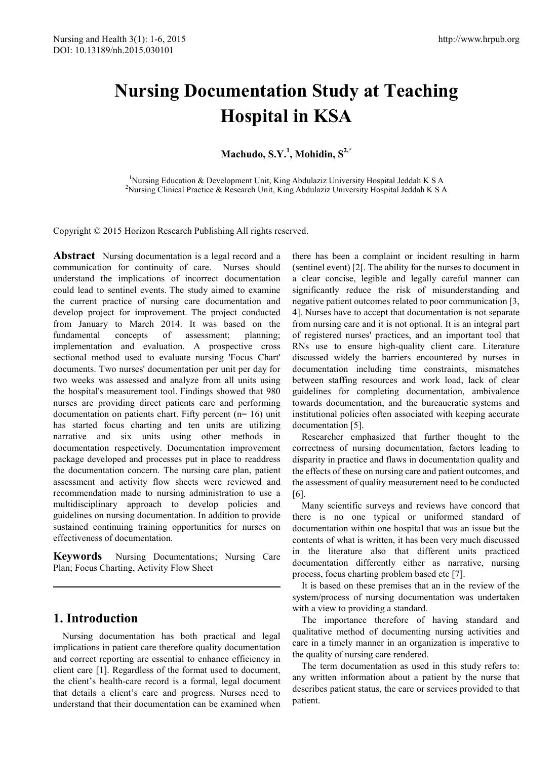# Nursing Documentation Study at Teaching Hospital in KSA

**Machudo, S.Y.[1], Mohidin, S[2,*]**

[1]Nursing Education & Development Unit, King Abdulaziz University Hospital Jeddah K S A
[2]Nursing Clinical Practice & Research Unit, King Abdulaziz University Hospital Jeddah K S A

Copyright © 2015 Horizon Research Publishing All rights reserved.

**Abstract** Nursing documentation is a legal record and a communication for continuity of care. Nurses should understand the implications of incorrect documentation could lead to sentinel events. The study aimed to examine the current practice of nursing care documentation and develop project for improvement. The project conducted from January to March 2014. It was based on the fundamental concepts of assessment; planning; implementation and evaluation. A prospective cross sectional method used to evaluate nursing 'Focus Chart' documents. Two nurses' documentation per unit per day for two weeks was assessed and analyze from all units using the hospital's measurement tool. Findings showed that 980 nurses are providing direct patients care and performing documentation on patients chart. Fifty percent (n= 16) unit has started focus charting and ten units are utilizing narrative and six units using other methods in documentation respectively. Documentation improvement package developed and processes put in place to readdress the documentation concern. The nursing care plan, patient assessment and activity flow sheets were reviewed and recommendation made to nursing administration to use a multidisciplinary approach to develop policies and guidelines on nursing documentation. In addition to provide sustained continuing training opportunities for nurses on effectiveness of documentation.

**Keywords** Nursing Documentations; Nursing Care Plan; Focus Charting, Activity Flow Sheet

## 1. Introduction

Nursing documentation has both practical and legal implications in patient care therefore quality documentation and correct reporting are essential to enhance efficiency in client care [1]. Regardless of the format used to document, the client's health-care record is a formal, legal document that details a client's care and progress. Nurses need to understand that their documentation can be examined when there has been a complaint or incident resulting in harm (sentinel event) [2[. The ability for the nurses to document in a clear concise, legible and legally careful manner can significantly reduce the risk of misunderstanding and negative patient outcomes related to poor communication [3, 4]. Nurses have to accept that documentation is not separate from nursing care and it is not optional. It is an integral part of registered nurses' practices, and an important tool that RNs use to ensure high-quality client care. Literature discussed widely the barriers encountered by nurses in documentation including time constraints, mismatches between staffing resources and work load, lack of clear guidelines for completing documentation, ambivalence towards documentation, and the bureaucratic systems and institutional policies often associated with keeping accurate documentation [5].

Researcher emphasized that further thought to the correctness of nursing documentation, factors leading to disparity in practice and flaws in documentation quality and the effects of these on nursing care and patient outcomes, and the assessment of quality measurement need to be conducted [6].

Many scientific surveys and reviews have concord that there is no one typical or uniformed standard of documentation within one hospital that was an issue but the contents of what is written, it has been very much discussed in the literature also that different units practiced documentation differently either as narrative, nursing process, focus charting problem based etc [7].

It is based on these premises that an in the review of the system/process of nursing documentation was undertaken with a view to providing a standard.

The importance therefore of having standard and qualitative method of documenting nursing activities and care in a timely manner in an organization is imperative to the quality of nursing care rendered.

The term documentation as used in this study refers to: any written information about a patient by the nurse that describes patient status, the care or services provided to that patient.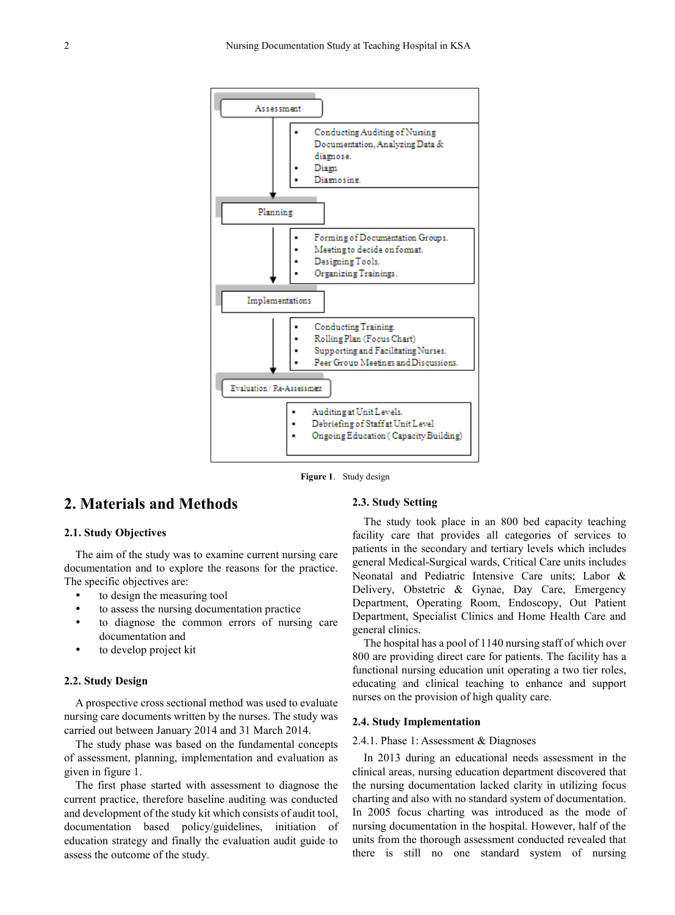Assessment

- Conducting Auditing of Nursing Documentation, Analyzing Data & diagnose.
- Diagn
- Diagnosing.

Planning

- Forming of Documentation Groups.
- Meeting to decide on format.
- Designing Tools.
- Organizing Trainings.

Implementations

- Conducting Training.
- Rolling Plan (Focus Chart)
- Supporting and Facilitating Nurses.
- Peer Group Meetings and Discussions.

Evaluation / Re-Assessment

- Auditing at Unit Levels.
- Debriefing of Staff at Unit Level
- Ongoing Education ( Capacity Building)

**Figure 1**. Study design

## 2. Materials and Methods

### 2.1. Study Objectives

The aim of the study was to examine current nursing care documentation and to explore the reasons for the practice. The specific objectives are:

- to design the measuring tool
- to assess the nursing documentation practice
- to diagnose the common errors of nursing care documentation and
- to develop project kit

### 2.2. Study Design

A prospective cross sectional method was used to evaluate nursing care documents written by the nurses. The study was carried out between January 2014 and 31 March 2014.

The study phase was based on the fundamental concepts of assessment, planning, implementation and evaluation as given in figure 1.

The first phase started with assessment to diagnose the current practice, therefore baseline auditing was conducted and development of the study kit which consists of audit tool, documentation based policy/guidelines, initiation of education strategy and finally the evaluation audit guide to assess the outcome of the study.

### 2.3. Study Setting

The study took place in an 800 bed capacity teaching facility care that provides all categories of services to patients in the secondary and tertiary levels which includes general Medical-Surgical wards, Critical Care units includes Neonatal and Pediatric Intensive Care units; Labor & Delivery, Obstetric & Gynae, Day Care, Emergency Department, Operating Room, Endoscopy, Out Patient Department, Specialist Clinics and Home Health Care and general clinics.

The hospital has a pool of 1140 nursing staff of which over 800 are providing direct care for patients. The facility has a functional nursing education unit operating a two tier roles, educating and clinical teaching to enhance and support nurses on the provision of high quality care.

### 2.4. Study Implementation

2.4.1. Phase 1: Assessment & Diagnoses

In 2013 during an educational needs assessment in the clinical areas, nursing education department discovered that the nursing documentation lacked clarity in utilizing focus charting and also with no standard system of documentation. In 2005 focus charting was introduced as the mode of nursing documentation in the hospital. However, half of the units from the thorough assessment conducted revealed that there is still no one standard system of nursing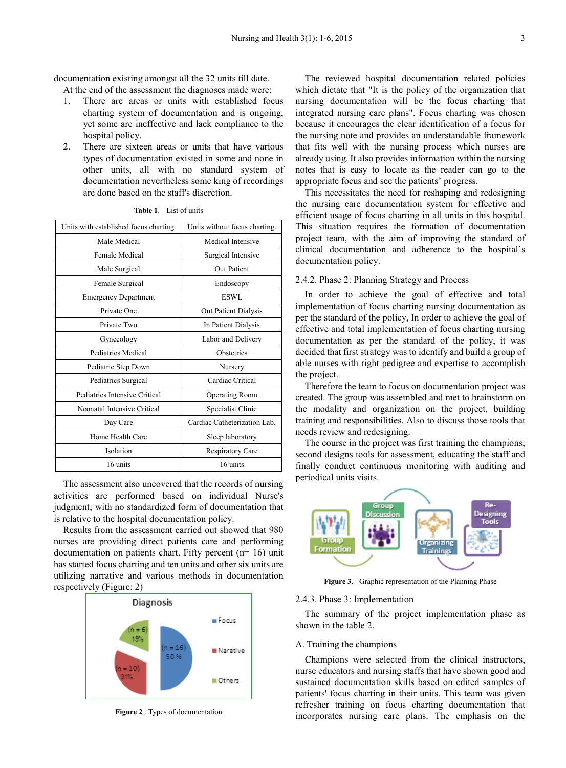documentation existing amongst all the 32 units till date.

At the end of the assessment the diagnoses made were:

1. There are areas or units with established focus charting system of documentation and is ongoing, yet some are ineffective and lack compliance to the hospital policy.
2. There are sixteen areas or units that have various types of documentation existed in some and none in other units, all with no standard system of documentation nevertheless some king of recordings are done based on the staff's discretion.

**Table 1**. List of units

| Units with established focus charting. | Units without focus charting. |
|---|---|
| Male Medical | Medical Intensive |
| Female Medical | Surgical Intensive |
| Male Surgical | Out Patient |
| Female Surgical | Endoscopy |
| Emergency Department | ESWL |
| Private One | Out Patient Dialysis |
| Private Two | In Patient Dialysis |
| Gynecology | Labor and Delivery |
| Pediatrics Medical | Obstetrics |
| Pediatric Step Down | Nursery |
| Pediatrics Surgical | Cardiac Critical |
| Pediatrics Intensive Critical | Operating Room |
| Neonatal Intensive Critical | Specialist Clinic |
| Day Care | Cardiac Catheterization Lab. |
| Home Health Care | Sleep laboratory |
| Isolation | Respiratory Care |
| 16 units | 16 units |

The assessment also uncovered that the records of nursing activities are performed based on individual Nurse's judgment; with no standardized form of documentation that is relative to the hospital documentation policy.

Results from the assessment carried out showed that 980 nurses are providing direct patients care and performing documentation on patients chart. Fifty percent (n= 16) unit has started focus charting and ten units and other six units are utilizing narrative and various methods in documentation respectively (Figure: 2)

**Figure 2** . Types of documentation

The reviewed hospital documentation related policies which dictate that "It is the policy of the organization that nursing documentation will be the focus charting that integrated nursing care plans". Focus charting was chosen because it encourages the clear identification of a focus for the nursing note and provides an understandable framework that fits well with the nursing process which nurses are already using. It also provides information within the nursing notes that is easy to locate as the reader can go to the appropriate focus and see the patients' progress.

This necessitates the need for reshaping and redesigning the nursing care documentation system for effective and efficient usage of focus charting in all units in this hospital. This situation requires the formation of documentation project team, with the aim of improving the standard of clinical documentation and adherence to the hospital's documentation policy.

### 2.4.2. Phase 2: Planning Strategy and Process

In order to achieve the goal of effective and total implementation of focus charting nursing documentation as per the standard of the policy, In order to achieve the goal of effective and total implementation of focus charting nursing documentation as per the standard of the policy, it was decided that first strategy was to identify and build a group of able nurses with right pedigree and expertise to accomplish the project.

Therefore the team to focus on documentation project was created. The group was assembled and met to brainstorm on the modality and organization on the project, building training and responsibilities. Also to discuss those tools that needs review and redesigning.

The course in the project was first training the champions; second designs tools for assessment, educating the staff and finally conduct continuous monitoring with auditing and periodical units visits.

**Figure 3**. Graphic representation of the Planning Phase

### 2.4.3. Phase 3: Implementation

The summary of the project implementation phase as shown in the table 2.

#### A. Training the champions

Champions were selected from the clinical instructors, nurse educators and nursing staffs that have shown good and sustained documentation skills based on edited samples of patients' focus charting in their units. This team was given refresher training on focus charting documentation that incorporates nursing care plans. The emphasis on the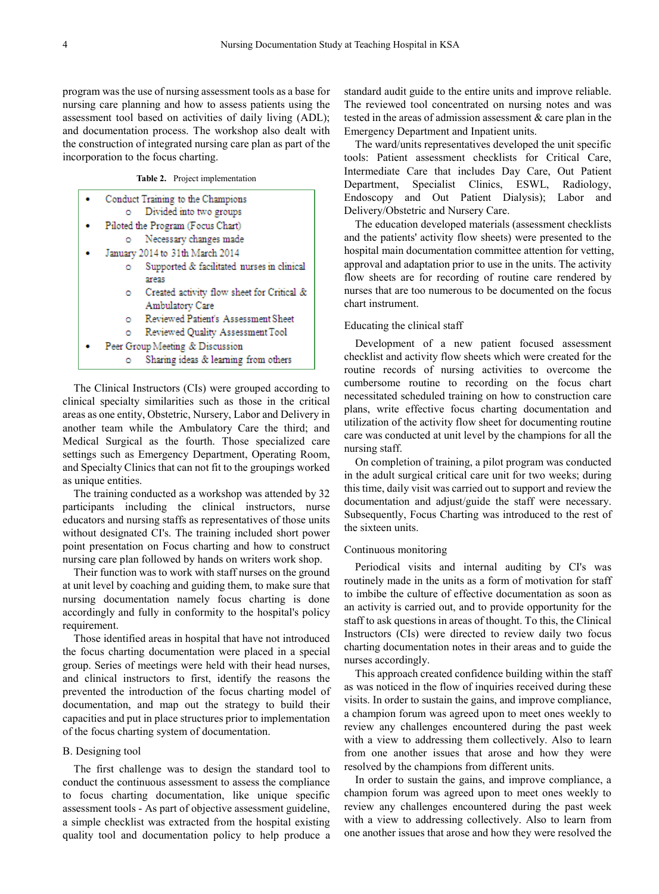program was the use of nursing assessment tools as a base for nursing care planning and how to assess patients using the assessment tool based on activities of daily living (ADL); and documentation process. The workshop also dealt with the construction of integrated nursing care plan as part of the incorporation to the focus charting.

**Table 2.** Project implementation

- Conduct Training to the Champions
  - Divided into two groups
- Piloted the Program (Focus Chart)
  - Necessary changes made
- January 2014 to 31th March 2014
  - Supported & facilitated nurses in clinical areas
  - Created activity flow sheet for Critical & Ambulatory Care
  - Reviewed Patient's Assessment Sheet
  - Reviewed Quality Assessment Tool
- Peer Group Meeting & Discussion
  - Sharing ideas & learning from others

The Clinical Instructors (CIs) were grouped according to clinical specialty similarities such as those in the critical areas as one entity, Obstetric, Nursery, Labor and Delivery in another team while the Ambulatory Care the third; and Medical Surgical as the fourth. Those specialized care settings such as Emergency Department, Operating Room, and Specialty Clinics that can not fit to the groupings worked as unique entities.

The training conducted as a workshop was attended by 32 participants including the clinical instructors, nurse educators and nursing staffs as representatives of those units without designated CI's. The training included short power point presentation on Focus charting and how to construct nursing care plan followed by hands on writers work shop.

Their function was to work with staff nurses on the ground at unit level by coaching and guiding them, to make sure that nursing documentation namely focus charting is done accordingly and fully in conformity to the hospital's policy requirement.

Those identified areas in hospital that have not introduced the focus charting documentation were placed in a special group. Series of meetings were held with their head nurses, and clinical instructors to first, identify the reasons the prevented the introduction of the focus charting model of documentation, and map out the strategy to build their capacities and put in place structures prior to implementation of the focus charting system of documentation.

### B. Designing tool

The first challenge was to design the standard tool to conduct the continuous assessment to assess the compliance to focus charting documentation, like unique specific assessment tools - As part of objective assessment guideline, a simple checklist was extracted from the hospital existing quality tool and documentation policy to help produce a standard audit guide to the entire units and improve reliable. The reviewed tool concentrated on nursing notes and was tested in the areas of admission assessment & care plan in the Emergency Department and Inpatient units.

The ward/units representatives developed the unit specific tools: Patient assessment checklists for Critical Care, Intermediate Care that includes Day Care, Out Patient Department, Specialist Clinics, ESWL, Radiology, Endoscopy and Out Patient Dialysis); Labor and Delivery/Obstetric and Nursery Care.

The education developed materials (assessment checklists and the patients' activity flow sheets) were presented to the hospital main documentation committee attention for vetting, approval and adaptation prior to use in the units. The activity flow sheets are for recording of routine care rendered by nurses that are too numerous to be documented on the focus chart instrument.

### Educating the clinical staff

Development of a new patient focused assessment checklist and activity flow sheets which were created for the routine records of nursing activities to overcome the cumbersome routine to recording on the focus chart necessitated scheduled training on how to construction care plans, write effective focus charting documentation and utilization of the activity flow sheet for documenting routine care was conducted at unit level by the champions for all the nursing staff.

On completion of training, a pilot program was conducted in the adult surgical critical care unit for two weeks; during this time, daily visit was carried out to support and review the documentation and adjust/guide the staff were necessary. Subsequently, Focus Charting was introduced to the rest of the sixteen units.

### Continuous monitoring

Periodical visits and internal auditing by CI's was routinely made in the units as a form of motivation for staff to imbibe the culture of effective documentation as soon as an activity is carried out, and to provide opportunity for the staff to ask questions in areas of thought. To this, the Clinical Instructors (CIs) were directed to review daily two focus charting documentation notes in their areas and to guide the nurses accordingly.

This approach created confidence building within the staff as was noticed in the flow of inquiries received during these visits. In order to sustain the gains, and improve compliance, a champion forum was agreed upon to meet ones weekly to review any challenges encountered during the past week with a view to addressing them collectively. Also to learn from one another issues that arose and how they were resolved by the champions from different units.

In order to sustain the gains, and improve compliance, a champion forum was agreed upon to meet ones weekly to review any challenges encountered during the past week with a view to addressing collectively. Also to learn from one another issues that arose and how they were resolved the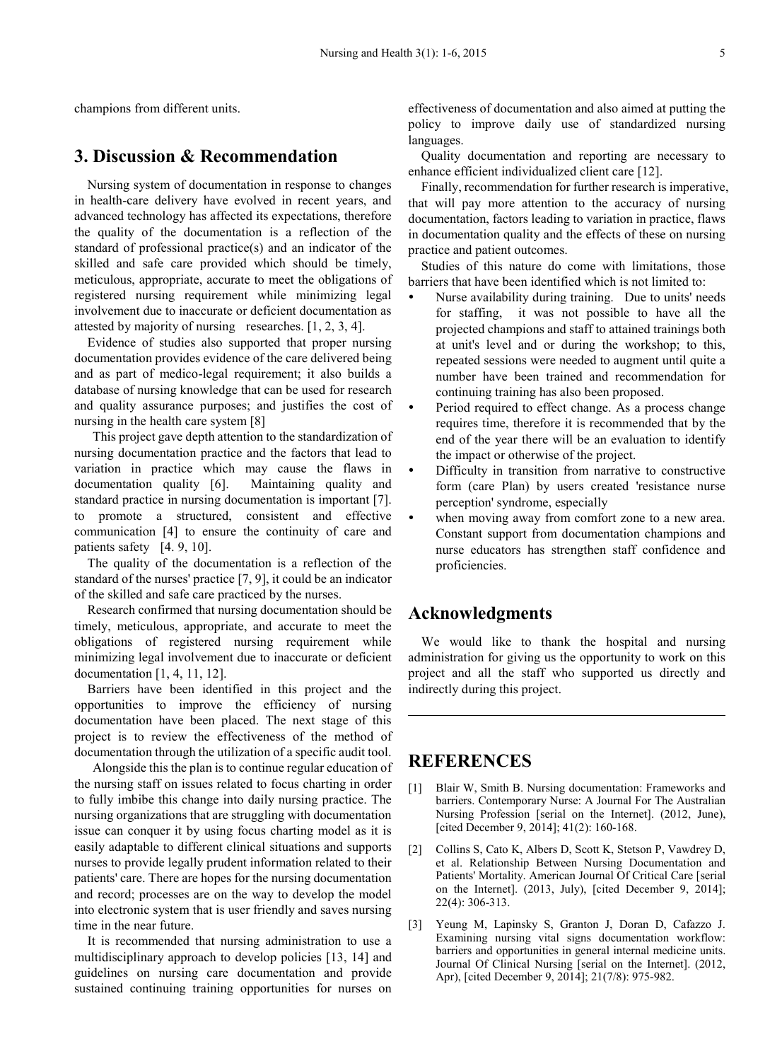champions from different units.

## 3. Discussion & Recommendation

Nursing system of documentation in response to changes in health-care delivery have evolved in recent years, and advanced technology has affected its expectations, therefore the quality of the documentation is a reflection of the standard of professional practice(s) and an indicator of the skilled and safe care provided which should be timely, meticulous, appropriate, accurate to meet the obligations of registered nursing requirement while minimizing legal involvement due to inaccurate or deficient documentation as attested by majority of nursing researches. [1, 2, 3, 4].

Evidence of studies also supported that proper nursing documentation provides evidence of the care delivered being and as part of medico-legal requirement; it also builds a database of nursing knowledge that can be used for research and quality assurance purposes; and justifies the cost of nursing in the health care system [8]

This project gave depth attention to the standardization of nursing documentation practice and the factors that lead to variation in practice which may cause the flaws in documentation quality [6]. Maintaining quality and standard practice in nursing documentation is important [7]. to promote a structured, consistent and effective communication [4] to ensure the continuity of care and patients safety [4. 9, 10].

The quality of the documentation is a reflection of the standard of the nurses' practice [7, 9], it could be an indicator of the skilled and safe care practiced by the nurses.

Research confirmed that nursing documentation should be timely, meticulous, appropriate, and accurate to meet the obligations of registered nursing requirement while minimizing legal involvement due to inaccurate or deficient documentation [1, 4, 11, 12].

Barriers have been identified in this project and the opportunities to improve the efficiency of nursing documentation have been placed. The next stage of this project is to review the effectiveness of the method of documentation through the utilization of a specific audit tool.

Alongside this the plan is to continue regular education of the nursing staff on issues related to focus charting in order to fully imbibe this change into daily nursing practice. The nursing organizations that are struggling with documentation issue can conquer it by using focus charting model as it is easily adaptable to different clinical situations and supports nurses to provide legally prudent information related to their patients' care. There are hopes for the nursing documentation and record; processes are on the way to develop the model into electronic system that is user friendly and saves nursing time in the near future.

It is recommended that nursing administration to use a multidisciplinary approach to develop policies [13, 14] and guidelines on nursing care documentation and provide sustained continuing training opportunities for nurses on effectiveness of documentation and also aimed at putting the policy to improve daily use of standardized nursing languages.

Quality documentation and reporting are necessary to enhance efficient individualized client care [12].

Finally, recommendation for further research is imperative, that will pay more attention to the accuracy of nursing documentation, factors leading to variation in practice, flaws in documentation quality and the effects of these on nursing practice and patient outcomes.

Studies of this nature do come with limitations, those barriers that have been identified which is not limited to:

- Nurse availability during training. Due to units' needs for staffing, it was not possible to have all the projected champions and staff to attained trainings both at unit's level and or during the workshop; to this, repeated sessions were needed to augment until quite a number have been trained and recommendation for continuing training has also been proposed.
- Period required to effect change. As a process change requires time, therefore it is recommended that by the end of the year there will be an evaluation to identify the impact or otherwise of the project.
- Difficulty in transition from narrative to constructive form (care Plan) by users created 'resistance nurse perception' syndrome, especially
- when moving away from comfort zone to a new area. Constant support from documentation champions and nurse educators has strengthen staff confidence and proficiencies.

## Acknowledgments

We would like to thank the hospital and nursing administration for giving us the opportunity to work on this project and all the staff who supported us directly and indirectly during this project.

## REFERENCES

[1] Blair W, Smith B. Nursing documentation: Frameworks and barriers. Contemporary Nurse: A Journal For The Australian Nursing Profession [serial on the Internet]. (2012, June), [cited December 9, 2014]; 41(2): 160-168.

[2] Collins S, Cato K, Albers D, Scott K, Stetson P, Vawdrey D, et al. Relationship Between Nursing Documentation and Patients' Mortality. American Journal Of Critical Care [serial on the Internet]. (2013, July), [cited December 9, 2014]; 22(4): 306-313.

[3] Yeung M, Lapinsky S, Granton J, Doran D, Cafazzo J. Examining nursing vital signs documentation workflow: barriers and opportunities in general internal medicine units. Journal Of Clinical Nursing [serial on the Internet]. (2012, Apr), [cited December 9, 2014]; 21(7/8): 975-982.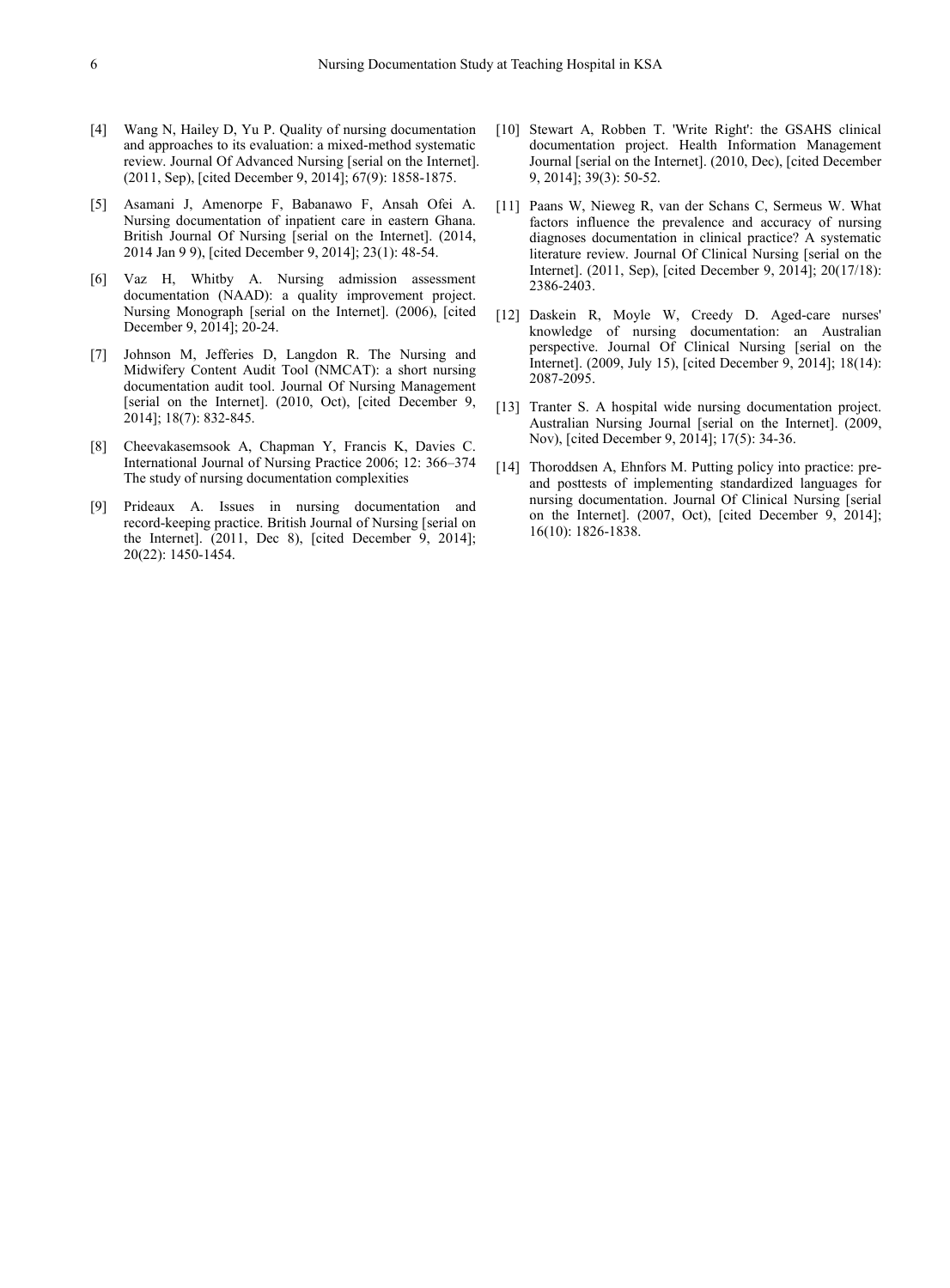[4] Wang N, Hailey D, Yu P. Quality of nursing documentation and approaches to its evaluation: a mixed-method systematic review. Journal Of Advanced Nursing [serial on the Internet]. (2011, Sep), [cited December 9, 2014]; 67(9): 1858-1875.

[5] Asamani J, Amenorpe F, Babanawo F, Ansah Ofei A. Nursing documentation of inpatient care in eastern Ghana. British Journal Of Nursing [serial on the Internet]. (2014, 2014 Jan 9 9), [cited December 9, 2014]; 23(1): 48-54.

[6] Vaz H, Whitby A. Nursing admission assessment documentation (NAAD): a quality improvement project. Nursing Monograph [serial on the Internet]. (2006), [cited December 9, 2014]; 20-24.

[7] Johnson M, Jefferies D, Langdon R. The Nursing and Midwifery Content Audit Tool (NMCAT): a short nursing documentation audit tool. Journal Of Nursing Management [serial on the Internet]. (2010, Oct), [cited December 9, 2014]; 18(7): 832-845.

[8] Cheevakasemsook A, Chapman Y, Francis K, Davies C. International Journal of Nursing Practice 2006; 12: 366–374 The study of nursing documentation complexities

[9] Prideaux A. Issues in nursing documentation and record-keeping practice. British Journal of Nursing [serial on the Internet]. (2011, Dec 8), [cited December 9, 2014]; 20(22): 1450-1454.

[10] Stewart A, Robben T. 'Write Right': the GSAHS clinical documentation project. Health Information Management Journal [serial on the Internet]. (2010, Dec), [cited December 9, 2014]; 39(3): 50-52.

[11] Paans W, Nieweg R, van der Schans C, Sermeus W. What factors influence the prevalence and accuracy of nursing diagnoses documentation in clinical practice? A systematic literature review. Journal Of Clinical Nursing [serial on the Internet]. (2011, Sep), [cited December 9, 2014]; 20(17/18): 2386-2403.

[12] Daskein R, Moyle W, Creedy D. Aged-care nurses' knowledge of nursing documentation: an Australian perspective. Journal Of Clinical Nursing [serial on the Internet]. (2009, July 15), [cited December 9, 2014]; 18(14): 2087-2095.

[13] Tranter S. A hospital wide nursing documentation project. Australian Nursing Journal [serial on the Internet]. (2009, Nov), [cited December 9, 2014]; 17(5): 34-36.

[14] Thoroddsen A, Ehnfors M. Putting policy into practice: pre- and posttests of implementing standardized languages for nursing documentation. Journal Of Clinical Nursing [serial on the Internet]. (2007, Oct), [cited December 9, 2014]; 16(10): 1826-1838.